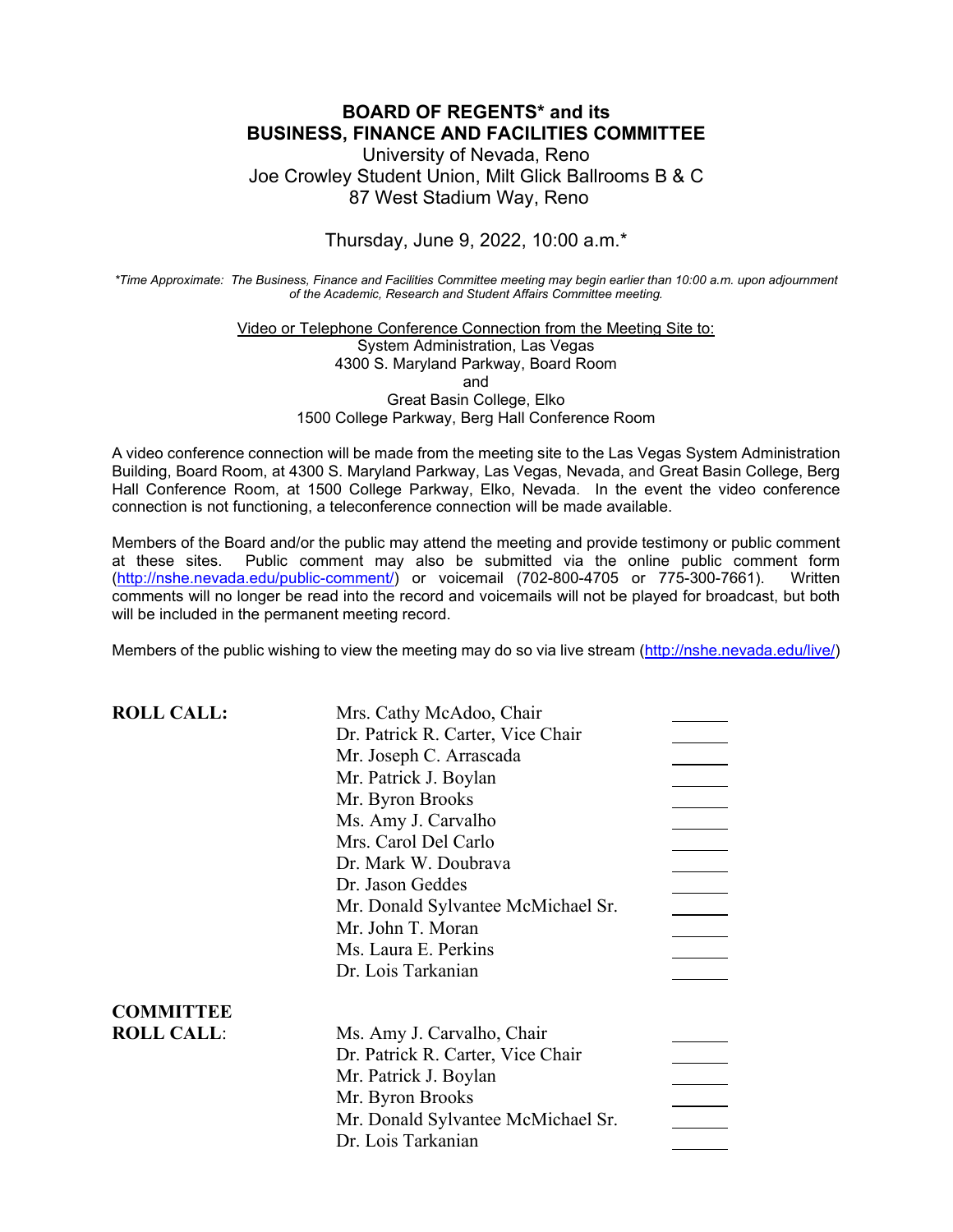# BOARD OF REGENTS* and its
# BUSINESS, FINANCE AND FACILITIES COMMITTEE

University of Nevada, Reno
Joe Crowley Student Union, Milt Glick Ballrooms B & C
87 West Stadium Way, Reno

Thursday, June 9, 2022, 10:00 a.m.*

*\*Time Approximate: The Business, Finance and Facilities Committee meeting may begin earlier than 10:00 a.m. upon adjournment of the Academic, Research and Student Affairs Committee meeting.*

Video or Telephone Conference Connection from the Meeting Site to:
System Administration, Las Vegas
4300 S. Maryland Parkway, Board Room
and
Great Basin College, Elko
1500 College Parkway, Berg Hall Conference Room

A video conference connection will be made from the meeting site to the Las Vegas System Administration Building, Board Room, at 4300 S. Maryland Parkway, Las Vegas, Nevada, and Great Basin College, Berg Hall Conference Room, at 1500 College Parkway, Elko, Nevada. In the event the video conference connection is not functioning, a teleconference connection will be made available.

Members of the Board and/or the public may attend the meeting and provide testimony or public comment at these sites. Public comment may also be submitted via the online public comment form (http://nshe.nevada.edu/public-comment/) or voicemail (702-800-4705 or 775-300-7661). Written comments will no longer be read into the record and voicemails will not be played for broadcast, but both will be included in the permanent meeting record.

Members of the public wishing to view the meeting may do so via live stream (http://nshe.nevada.edu/live/)

**ROLL CALL:**

| | | |
|---|---|---|
| | Mrs. Cathy McAdoo, Chair | ______ |
| | Dr. Patrick R. Carter, Vice Chair | ______ |
| | Mr. Joseph C. Arrascada | ______ |
| | Mr. Patrick J. Boylan | ______ |
| | Mr. Byron Brooks | ______ |
| | Ms. Amy J. Carvalho | ______ |
| | Mrs. Carol Del Carlo | ______ |
| | Dr. Mark W. Doubrava | ______ |
| | Dr. Jason Geddes | ______ |
| | Mr. Donald Sylvantee McMichael Sr. | ______ |
| | Mr. John T. Moran | ______ |
| | Ms. Laura E. Perkins | ______ |
| | Dr. Lois Tarkanian | ______ |

**COMMITTEE ROLL CALL:**

| | | |
|---|---|---|
| | Ms. Amy J. Carvalho, Chair | ______ |
| | Dr. Patrick R. Carter, Vice Chair | ______ |
| | Mr. Patrick J. Boylan | ______ |
| | Mr. Byron Brooks | ______ |
| | Mr. Donald Sylvantee McMichael Sr. | ______ |
| | Dr. Lois Tarkanian | ______ |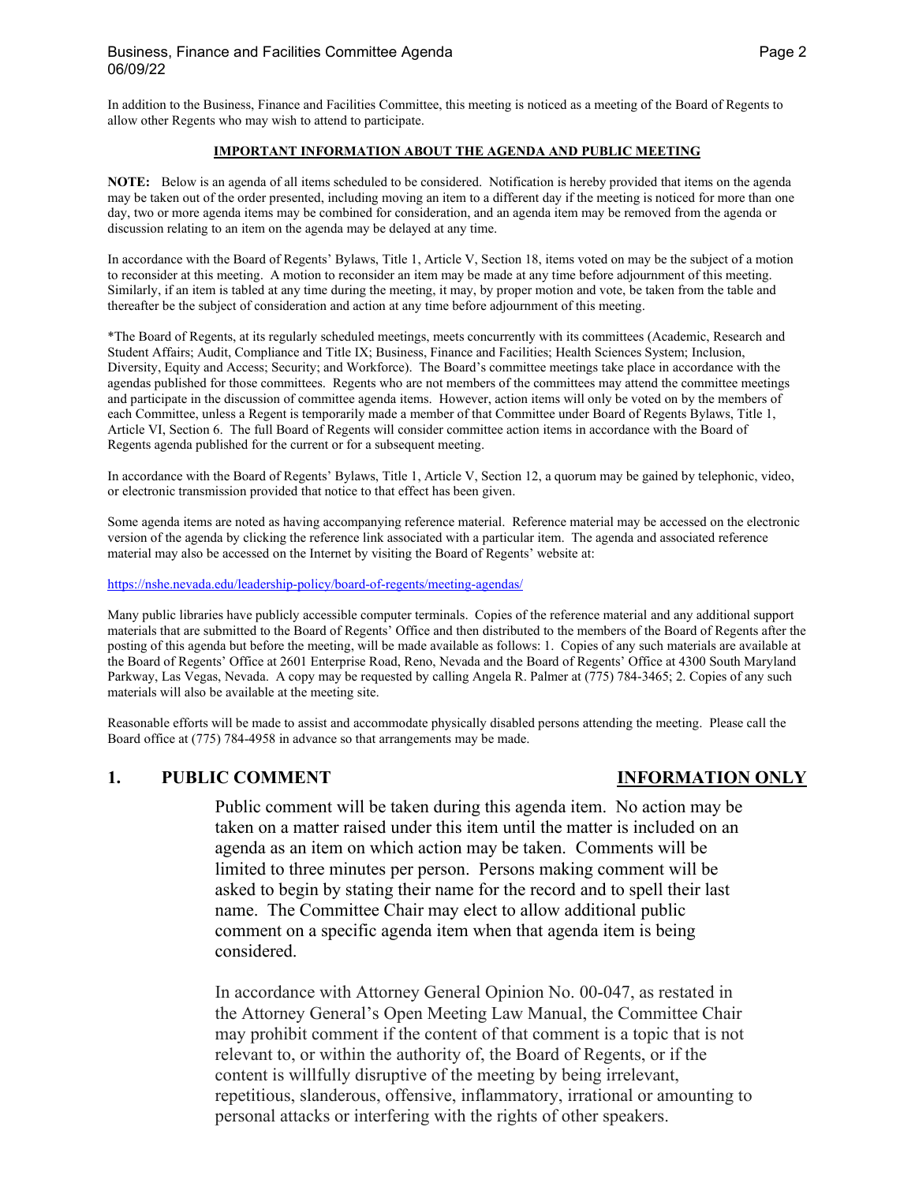In addition to the Business, Finance and Facilities Committee, this meeting is noticed as a meeting of the Board of Regents to allow other Regents who may wish to attend to participate.

**IMPORTANT INFORMATION ABOUT THE AGENDA AND PUBLIC MEETING**

**NOTE:** Below is an agenda of all items scheduled to be considered. Notification is hereby provided that items on the agenda may be taken out of the order presented, including moving an item to a different day if the meeting is noticed for more than one day, two or more agenda items may be combined for consideration, and an agenda item may be removed from the agenda or discussion relating to an item on the agenda may be delayed at any time.

In accordance with the Board of Regents' Bylaws, Title 1, Article V, Section 18, items voted on may be the subject of a motion to reconsider at this meeting. A motion to reconsider an item may be made at any time before adjournment of this meeting. Similarly, if an item is tabled at any time during the meeting, it may, by proper motion and vote, be taken from the table and thereafter be the subject of consideration and action at any time before adjournment of this meeting.

*The Board of Regents, at its regularly scheduled meetings, meets concurrently with its committees (Academic, Research and Student Affairs; Audit, Compliance and Title IX; Business, Finance and Facilities; Health Sciences System; Inclusion, Diversity, Equity and Access; Security; and Workforce). The Board's committee meetings take place in accordance with the agendas published for those committees. Regents who are not members of the committees may attend the committee meetings and participate in the discussion of committee agenda items. However, action items will only be voted on by the members of each Committee, unless a Regent is temporarily made a member of that Committee under Board of Regents Bylaws, Title 1, Article VI, Section 6. The full Board of Regents will consider committee action items in accordance with the Board of Regents agenda published for the current or for a subsequent meeting.

In accordance with the Board of Regents' Bylaws, Title 1, Article V, Section 12, a quorum may be gained by telephonic, video, or electronic transmission provided that notice to that effect has been given.

Some agenda items are noted as having accompanying reference material. Reference material may be accessed on the electronic version of the agenda by clicking the reference link associated with a particular item. The agenda and associated reference material may also be accessed on the Internet by visiting the Board of Regents' website at:

https://nshe.nevada.edu/leadership-policy/board-of-regents/meeting-agendas/

Many public libraries have publicly accessible computer terminals. Copies of the reference material and any additional support materials that are submitted to the Board of Regents' Office and then distributed to the members of the Board of Regents after the posting of this agenda but before the meeting, will be made available as follows: 1. Copies of any such materials are available at the Board of Regents' Office at 2601 Enterprise Road, Reno, Nevada and the Board of Regents' Office at 4300 South Maryland Parkway, Las Vegas, Nevada. A copy may be requested by calling Angela R. Palmer at (775) 784-3465; 2. Copies of any such materials will also be available at the meeting site.

Reasonable efforts will be made to assist and accommodate physically disabled persons attending the meeting. Please call the Board office at (775) 784-4958 in advance so that arrangements may be made.

## 1. PUBLIC COMMENT — INFORMATION ONLY

Public comment will be taken during this agenda item. No action may be taken on a matter raised under this item until the matter is included on an agenda as an item on which action may be taken. Comments will be limited to three minutes per person. Persons making comment will be asked to begin by stating their name for the record and to spell their last name. The Committee Chair may elect to allow additional public comment on a specific agenda item when that agenda item is being considered.

In accordance with Attorney General Opinion No. 00-047, as restated in the Attorney General's Open Meeting Law Manual, the Committee Chair may prohibit comment if the content of that comment is a topic that is not relevant to, or within the authority of, the Board of Regents, or if the content is willfully disruptive of the meeting by being irrelevant, repetitious, slanderous, offensive, inflammatory, irrational or amounting to personal attacks or interfering with the rights of other speakers.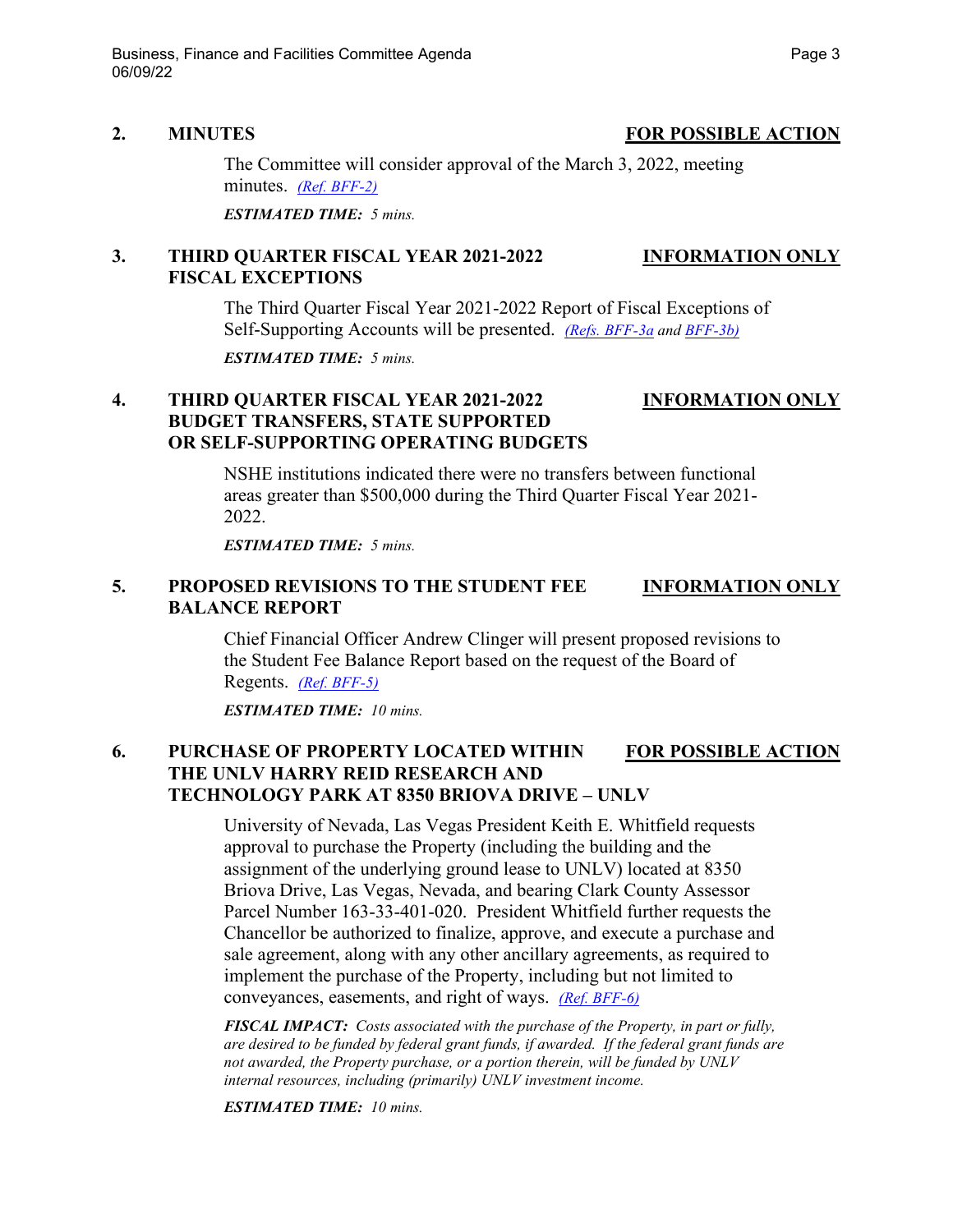**2. MINUTES** **FOR POSSIBLE ACTION**

The Committee will consider approval of the March 3, 2022, meeting minutes. *(Ref. BFF-2)*

***ESTIMATED TIME:*** *5 mins.*

**3. THIRD QUARTER FISCAL YEAR 2021-2022 FISCAL EXCEPTIONS** **INFORMATION ONLY**

The Third Quarter Fiscal Year 2021-2022 Report of Fiscal Exceptions of Self-Supporting Accounts will be presented. *(Refs. BFF-3a and BFF-3b)*

***ESTIMATED TIME:*** *5 mins.*

**4. THIRD QUARTER FISCAL YEAR 2021-2022 BUDGET TRANSFERS, STATE SUPPORTED OR SELF-SUPPORTING OPERATING BUDGETS** **INFORMATION ONLY**

NSHE institutions indicated there were no transfers between functional areas greater than $500,000 during the Third Quarter Fiscal Year 2021-2022.

***ESTIMATED TIME:*** *5 mins.*

**5. PROPOSED REVISIONS TO THE STUDENT FEE BALANCE REPORT** **INFORMATION ONLY**

Chief Financial Officer Andrew Clinger will present proposed revisions to the Student Fee Balance Report based on the request of the Board of Regents. *(Ref. BFF-5)*

***ESTIMATED TIME:*** *10 mins.*

**6. PURCHASE OF PROPERTY LOCATED WITHIN THE UNLV HARRY REID RESEARCH AND TECHNOLOGY PARK AT 8350 BRIOVA DRIVE – UNLV** **FOR POSSIBLE ACTION**

University of Nevada, Las Vegas President Keith E. Whitfield requests approval to purchase the Property (including the building and the assignment of the underlying ground lease to UNLV) located at 8350 Briova Drive, Las Vegas, Nevada, and bearing Clark County Assessor Parcel Number 163-33-401-020. President Whitfield further requests the Chancellor be authorized to finalize, approve, and execute a purchase and sale agreement, along with any other ancillary agreements, as required to implement the purchase of the Property, including but not limited to conveyances, easements, and right of ways. *(Ref. BFF-6)*

***FISCAL IMPACT:*** *Costs associated with the purchase of the Property, in part or fully, are desired to be funded by federal grant funds, if awarded. If the federal grant funds are not awarded, the Property purchase, or a portion therein, will be funded by UNLV internal resources, including (primarily) UNLV investment income.*

***ESTIMATED TIME:*** *10 mins.*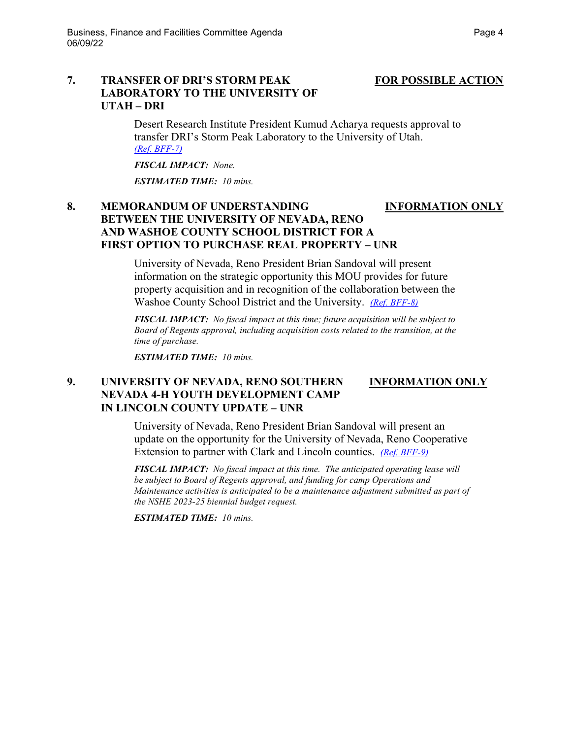**7. TRANSFER OF DRI'S STORM PEAK LABORATORY TO THE UNIVERSITY OF UTAH – DRI** **FOR POSSIBLE ACTION**

Desert Research Institute President Kumud Acharya requests approval to transfer DRI's Storm Peak Laboratory to the University of Utah. *(Ref. BFF-7)*

***FISCAL IMPACT:*** *None.*

***ESTIMATED TIME:*** *10 mins.*

**8. MEMORANDUM OF UNDERSTANDING BETWEEN THE UNIVERSITY OF NEVADA, RENO AND WASHOE COUNTY SCHOOL DISTRICT FOR A FIRST OPTION TO PURCHASE REAL PROPERTY – UNR** **INFORMATION ONLY**

University of Nevada, Reno President Brian Sandoval will present information on the strategic opportunity this MOU provides for future property acquisition and in recognition of the collaboration between the Washoe County School District and the University. *(Ref. BFF-8)*

***FISCAL IMPACT:*** *No fiscal impact at this time; future acquisition will be subject to Board of Regents approval, including acquisition costs related to the transition, at the time of purchase.*

***ESTIMATED TIME:*** *10 mins.*

**9. UNIVERSITY OF NEVADA, RENO SOUTHERN NEVADA 4-H YOUTH DEVELOPMENT CAMP IN LINCOLN COUNTY UPDATE – UNR** **INFORMATION ONLY**

University of Nevada, Reno President Brian Sandoval will present an update on the opportunity for the University of Nevada, Reno Cooperative Extension to partner with Clark and Lincoln counties. *(Ref. BFF-9)*

***FISCAL IMPACT:*** *No fiscal impact at this time. The anticipated operating lease will be subject to Board of Regents approval, and funding for camp Operations and Maintenance activities is anticipated to be a maintenance adjustment submitted as part of the NSHE 2023-25 biennial budget request.*

***ESTIMATED TIME:*** *10 mins.*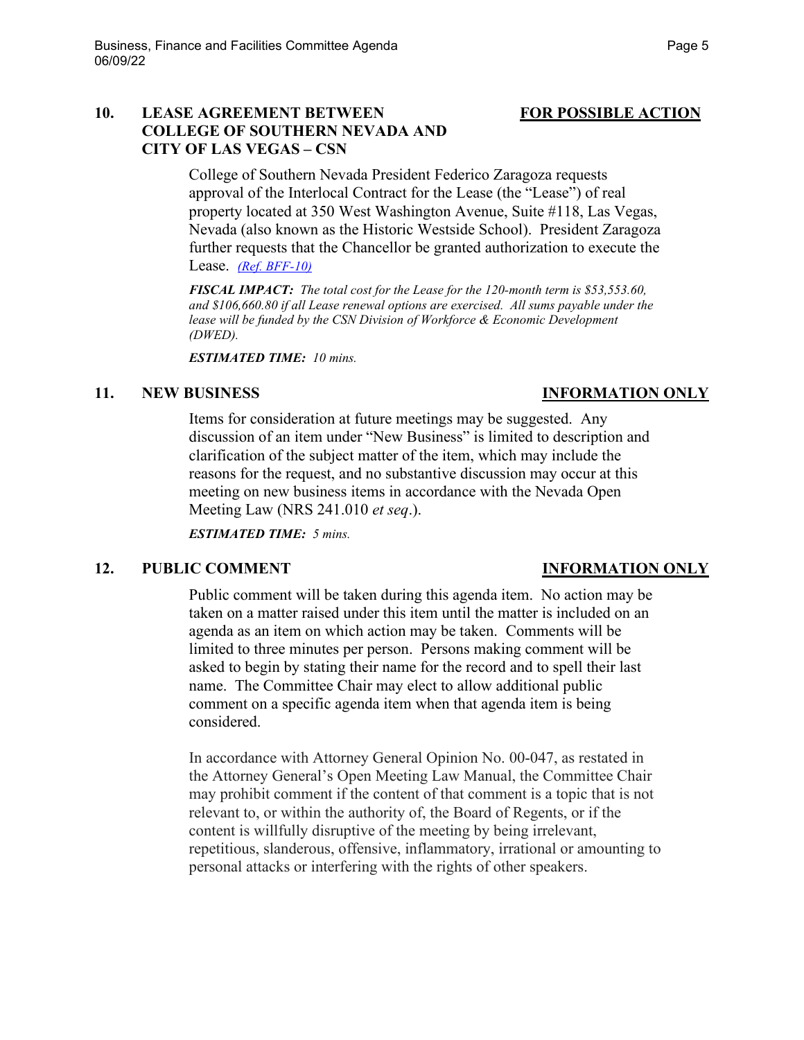## 10. LEASE AGREEMENT BETWEEN COLLEGE OF SOUTHERN NEVADA AND CITY OF LAS VEGAS – CSN

**FOR POSSIBLE ACTION**

College of Southern Nevada President Federico Zaragoza requests approval of the Interlocal Contract for the Lease (the "Lease") of real property located at 350 West Washington Avenue, Suite #118, Las Vegas, Nevada (also known as the Historic Westside School). President Zaragoza further requests that the Chancellor be granted authorization to execute the Lease. *(Ref. BFF-10)*

***FISCAL IMPACT:*** *The total cost for the Lease for the 120-month term is $53,553.60, and $106,660.80 if all Lease renewal options are exercised. All sums payable under the lease will be funded by the CSN Division of Workforce & Economic Development (DWED).*

***ESTIMATED TIME:*** *10 mins.*

## 11. NEW BUSINESS

**INFORMATION ONLY**

Items for consideration at future meetings may be suggested. Any discussion of an item under "New Business" is limited to description and clarification of the subject matter of the item, which may include the reasons for the request, and no substantive discussion may occur at this meeting on new business items in accordance with the Nevada Open Meeting Law (NRS 241.010 *et seq*.).

***ESTIMATED TIME:*** *5 mins.*

## 12. PUBLIC COMMENT

**INFORMATION ONLY**

Public comment will be taken during this agenda item. No action may be taken on a matter raised under this item until the matter is included on an agenda as an item on which action may be taken. Comments will be limited to three minutes per person. Persons making comment will be asked to begin by stating their name for the record and to spell their last name. The Committee Chair may elect to allow additional public comment on a specific agenda item when that agenda item is being considered.

In accordance with Attorney General Opinion No. 00-047, as restated in the Attorney General's Open Meeting Law Manual, the Committee Chair may prohibit comment if the content of that comment is a topic that is not relevant to, or within the authority of, the Board of Regents, or if the content is willfully disruptive of the meeting by being irrelevant, repetitious, slanderous, offensive, inflammatory, irrational or amounting to personal attacks or interfering with the rights of other speakers.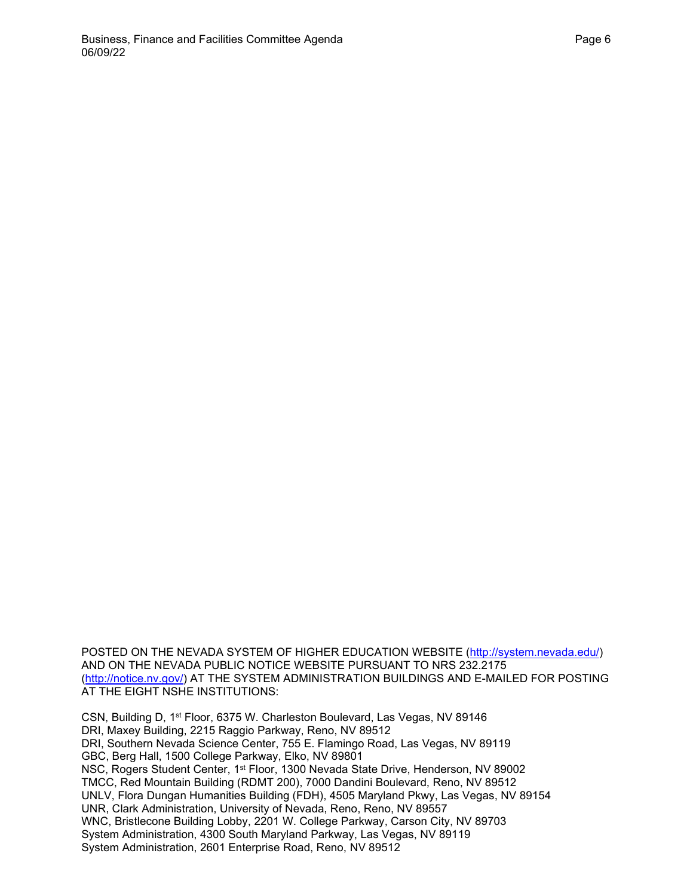POSTED ON THE NEVADA SYSTEM OF HIGHER EDUCATION WEBSITE (http://system.nevada.edu/) AND ON THE NEVADA PUBLIC NOTICE WEBSITE PURSUANT TO NRS 232.2175 (http://notice.nv.gov/) AT THE SYSTEM ADMINISTRATION BUILDINGS AND E-MAILED FOR POSTING AT THE EIGHT NSHE INSTITUTIONS:

CSN, Building D, 1st Floor, 6375 W. Charleston Boulevard, Las Vegas, NV 89146
DRI, Maxey Building, 2215 Raggio Parkway, Reno, NV 89512
DRI, Southern Nevada Science Center, 755 E. Flamingo Road, Las Vegas, NV 89119
GBC, Berg Hall, 1500 College Parkway, Elko, NV 89801
NSC, Rogers Student Center, 1st Floor, 1300 Nevada State Drive, Henderson, NV 89002
TMCC, Red Mountain Building (RDMT 200), 7000 Dandini Boulevard, Reno, NV 89512
UNLV, Flora Dungan Humanities Building (FDH), 4505 Maryland Pkwy, Las Vegas, NV 89154
UNR, Clark Administration, University of Nevada, Reno, Reno, NV 89557
WNC, Bristlecone Building Lobby, 2201 W. College Parkway, Carson City, NV 89703
System Administration, 4300 South Maryland Parkway, Las Vegas, NV 89119
System Administration, 2601 Enterprise Road, Reno, NV 89512